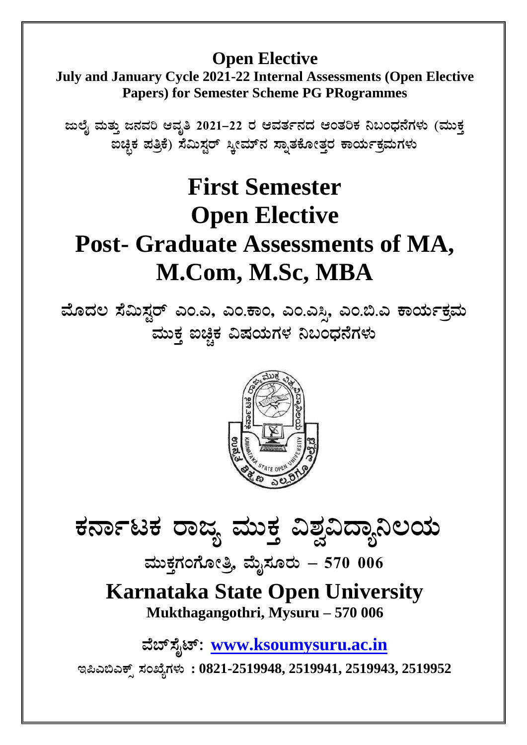**Open Elective**

**July and January Cycle 2021-22 Internal Assessments (Open Elective Papers) for Semester Scheme PG PRogrammes**

**ಜುಲೈ ಮತ್ತು ಜನವರಿ ಆವೃತಿ 2021–22 ರ ಆವರ್ತನದ ಆಂತರಿಕ ನಿಬಂಧನೆಗಳು (ಮುಕ್ತ ಐಚ್ಛಿಕ ಪತ್ರಿಕೆ) ಸೆಮಿಸ್ಟರ್ ಸ್ಕೀಮ್‌ನ ಸ್ನಾತಕೋತ್ತರ ಕಾರ್ಯಕ್ರಮಗಳು**

# First Semester
# Open Elective
# Post- Graduate Assessments of MA, M.Com, M.Sc, MBA

## ಮೊದಲ ಸೆಮಿಸ್ಟರ್ ಎಂ.ಎ, ಎಂ.ಕಾಂ, ಎಂ.ಎಸ್ಸಿ, ಎಂ.ಬಿ.ಎ ಕಾರ್ಯಕ್ರಮ ಮುಕ್ತ ಐಚ್ಛಿಕ ವಿಷಯಗಳ ನಿಬಂಧನೆಗಳು

# ಕರ್ನಾಟಕ ರಾಜ್ಯ ಮುಕ್ತ ವಿಶ್ವವಿದ್ಯಾನಿಲಯ

**ಮುಕ್ತಗಂಗೋತ್ರಿ, ಮೈಸೂರು – 570 006**

## Karnataka State Open University

**Mukthagangothri, Mysuru – 570 006**

**ವೆಬ್‌ಸೈಟ್: [www.ksoumysuru.ac.in](http://www.ksoumysuru.ac.in)**

**ಇಪಿಎಬಿಎಕ್ಸ್ ಸಂಖ್ಯೆಗಳು : 0821-2519948, 2519941, 2519943, 2519952**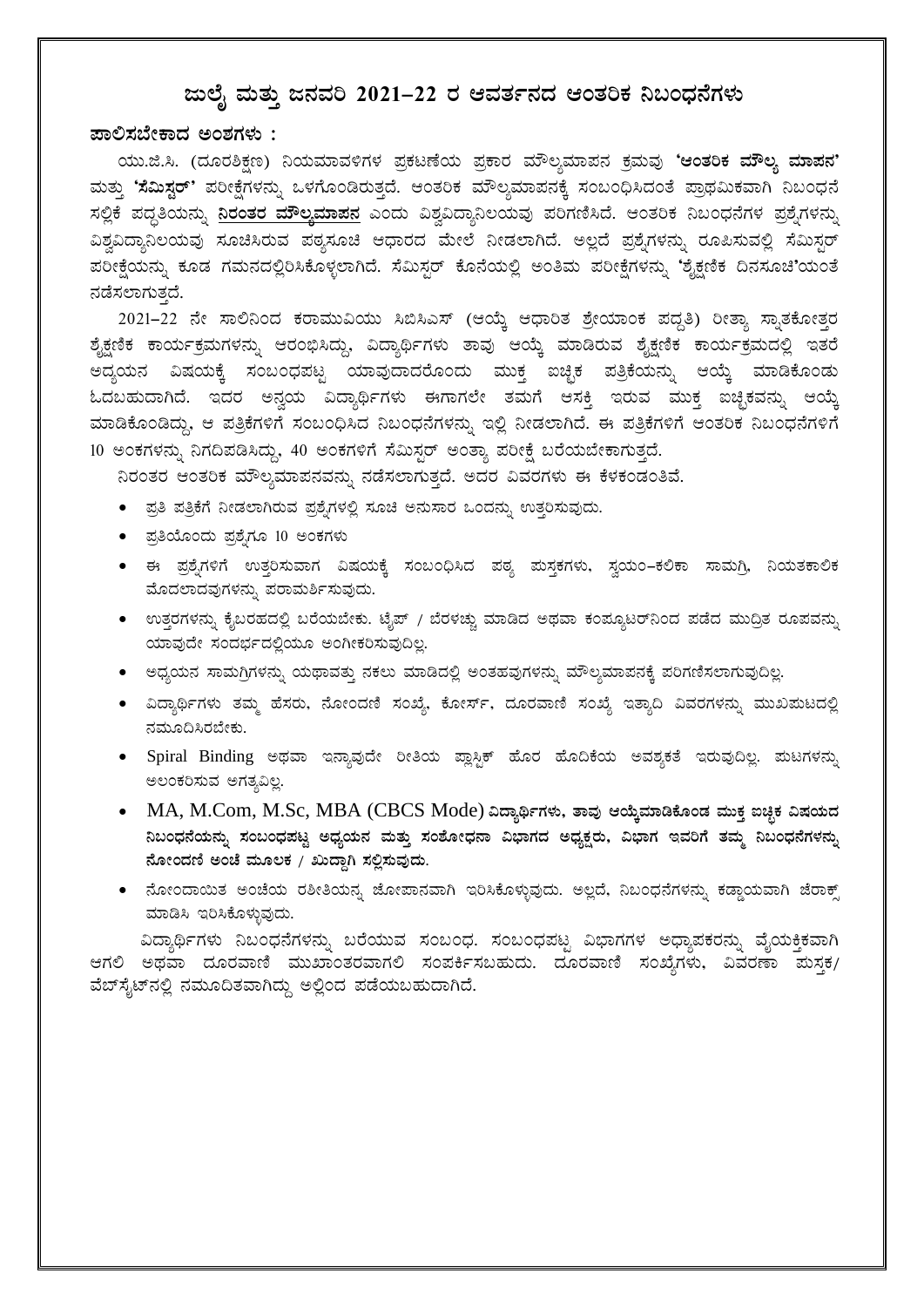# ಜುಲೈ ಮತ್ತು ಜನವರಿ 2021–22 ರ ಆವರ್ತನದ ಆಂತರಿಕ ನಿಬಂಧನೆಗಳು

**ಪಾಲಿಸಬೇಕಾದ ಅಂಶಗಳು :**

ಯು.ಜಿ.ಸಿ. (ದೂರಶಿಕ್ಷಣ) ನಿಯಮಾವಳಿಗಳ ಪ್ರಕಟಣೆಯ ಪ್ರಕಾರ ಮೌಲ್ಯಮಾಪನ ಕ್ರಮವು **'ಆಂತರಿಕ ಮೌಲ್ಯ ಮಾಪನ'** ಮತ್ತು **'ಸೆಮಿಸ್ಟರ್'** ಪರೀಕ್ಷೆಗಳನ್ನು ಒಳಗೊಂಡಿರುತ್ತದೆ. ಆಂತರಿಕ ಮೌಲ್ಯಮಾಪನಕ್ಕೆ ಸಂಬಂಧಿಸಿದಂತೆ ಪ್ರಾಥಮಿಕವಾಗಿ ನಿಬಂಧನೆ ಸಲ್ಲಿಕೆ ಪದ್ಧತಿಯನ್ನು **ನಿರಂತರ ಮೌಲ್ಯಮಾಪನ** ಎಂದು ವಿಶ್ವವಿದ್ಯಾನಿಲಯವು ಪರಿಗಣಿಸಿದೆ. ಆಂತರಿಕ ನಿಬಂಧನೆಗಳ ಪ್ರಶ್ನೆಗಳನ್ನು ವಿಶ್ವವಿದ್ಯಾನಿಲಯವು ಸೂಚಿಸಿರುವ ಪಠ್ಯಸೂಚಿ ಆಧಾರದ ಮೇಲೆ ನೀಡಲಾಗಿದೆ. ಅಲ್ಲದೆ ಪ್ರಶ್ನೆಗಳನ್ನು ರೂಪಿಸುವಲ್ಲಿ ಸೆಮಿಸ್ಟರ್ ಪರೀಕ್ಷೆಯನ್ನು ಕೂಡ ಗಮನದಲ್ಲಿರಿಸಿಕೊಳ್ಳಲಾಗಿದೆ. ಸೆಮಿಸ್ಟರ್ ಕೊನೆಯಲ್ಲಿ ಅಂತಿಮ ಪರೀಕ್ಷೆಗಳನ್ನು **'ಶೈಕ್ಷಣಿಕ ದಿನಸೂಚಿ'**ಯಂತೆ ನಡೆಸಲಾಗುತ್ತದೆ.

2021–22 ನೇ ಸಾಲಿನಿಂದ ಕರಾಮುವಿಯು ಸಿಬಿಸಿಎಸ್ (ಆಯ್ಕೆ ಆಧಾರಿತ ಶ್ರೇಯಾಂಕ ಪದ್ಧತಿ) ರೀತ್ಯಾ ಸ್ನಾತಕೋತ್ತರ ಶೈಕ್ಷಣಿಕ ಕಾರ್ಯಕ್ರಮಗಳನ್ನು ಆರಂಭಿಸಿದ್ದು, ವಿದ್ಯಾರ್ಥಿಗಳು ತಾವು ಆಯ್ಕೆ ಮಾಡಿರುವ ಶೈಕ್ಷಣಿಕ ಕಾರ್ಯಕ್ರಮದಲ್ಲಿ ಇತರೆ ಅಧ್ಯಯನ ವಿಷಯಕ್ಕೆ ಸಂಬಂಧಪಟ್ಟ ಯಾವುದಾದರೊಂದು ಮುಕ್ತ ಐಚ್ಛಿಕ ಪತ್ರಿಕೆಯನ್ನು ಆಯ್ಕೆ ಮಾಡಿಕೊಂಡು ಓದಬಹುದಾಗಿದೆ. ಇದರ ಅನ್ವಯ ವಿದ್ಯಾರ್ಥಿಗಳು ಈಗಾಗಲೇ ತಮಗೆ ಆಸಕ್ತಿ ಇರುವ ಮುಕ್ತ ಐಚ್ಛಿಕವನ್ನು ಆಯ್ಕೆ ಮಾಡಿಕೊಂಡಿದ್ದು, ಆ ಪತ್ರಿಕೆಗಳಿಗೆ ಸಂಬಂಧಿಸಿದ ನಿಬಂಧನೆಗಳನ್ನು ಇಲ್ಲಿ ನೀಡಲಾಗಿದೆ. ಈ ಪತ್ರಿಕೆಗಳಿಗೆ ಆಂತರಿಕ ನಿಬಂಧನೆಗಳಿಗೆ 10 ಅಂಕಗಳನ್ನು ನಿಗದಿಪಡಿಸಿದ್ದು, 40 ಅಂಕಗಳಿಗೆ ಸೆಮಿಸ್ಟರ್ ಅಂತ್ಯಾ ಪರೀಕ್ಷೆ ಬರೆಯಬೇಕಾಗುತ್ತದೆ.

ನಿರಂತರ ಆಂತರಿಕ ಮೌಲ್ಯಮಾಪನವನ್ನು ನಡೆಸಲಾಗುತ್ತದೆ. ಅದರ ವಿವರಗಳು ಈ ಕೆಳಕಂಡಂತಿವೆ.

- ಪ್ರತಿ ಪತ್ರಿಕೆಗೆ ನೀಡಲಾಗಿರುವ ಪ್ರಶ್ನೆಗಳಲ್ಲಿ ಸೂಚಿ ಅನುಸಾರ ಒಂದನ್ನು ಉತ್ತರಿಸುವುದು.
- ಪ್ರತಿಯೊಂದು ಪ್ರಶ್ನೆಗೂ 10 ಅಂಕಗಳು
- ಈ ಪ್ರಶ್ನೆಗಳಿಗೆ ಉತ್ತರಿಸುವಾಗ ವಿಷಯಕ್ಕೆ ಸಂಬಂಧಿಸಿದ ಪಠ್ಯ ಪುಸ್ತಕಗಳು, ಸ್ವಯಂ–ಕಲಿಕಾ ಸಾಮಗ್ರಿ, ನಿಯತಕಾಲಿಕ ಮೊದಲಾದವುಗಳನ್ನು ಪರಾಮರ್ಶಿಸುವುದು.
- ಉತ್ತರಗಳನ್ನು ಕೈಬರಹದಲ್ಲಿ ಬರೆಯಬೇಕು. ಟೈಪ್ / ಬೆರಳಚ್ಚು ಮಾಡಿದ ಅಥವಾ ಕಂಪ್ಯೂಟರ್‌ನಿಂದ ಪಡೆದ ಮುದ್ರಿತ ರೂಪವನ್ನು ಯಾವುದೇ ಸಂದರ್ಭದಲ್ಲಿಯೂ ಅಂಗೀಕರಿಸುವುದಿಲ್ಲ.
- ಅಧ್ಯಯನ ಸಾಮಗ್ರಿಗಳನ್ನು ಯಥಾವತ್ತು ನಕಲು ಮಾಡಿದಲ್ಲಿ ಅಂತಹವುಗಳನ್ನು ಮೌಲ್ಯಮಾಪನಕ್ಕೆ ಪರಿಗಣಿಸಲಾಗುವುದಿಲ್ಲ.
- ವಿದ್ಯಾರ್ಥಿಗಳು ತಮ್ಮ ಹೆಸರು, ನೋಂದಣಿ ಸಂಖ್ಯೆ, ಕೋರ್ಸ್, ದೂರವಾಣಿ ಸಂಖ್ಯೆ ಇತ್ಯಾದಿ ವಿವರಗಳನ್ನು ಮುಖಪುಟದಲ್ಲಿ ನಮೂದಿಸಿರಬೇಕು.
- Spiral Binding ಅಥವಾ ಇನ್ನಾವುದೇ ರೀತಿಯ ಪ್ಲಾಸ್ಟಿಕ್ ಹೊರ ಹೊದಿಕೆಯ ಅವಶ್ಯಕತೆ ಇರುವುದಿಲ್ಲ. ಪುಟಗಳನ್ನು ಅಲಂಕರಿಸುವ ಅಗತ್ಯವಿಲ್ಲ.
- MA, M.Com, M.Sc, MBA (CBCS Mode) **ವಿದ್ಯಾರ್ಥಿಗಳು, ತಾವು ಆಯ್ಕೆಮಾಡಿಕೊಂಡ ಮುಕ್ತ ಐಚ್ಛಿಕ ವಿಷಯದ ನಿಬಂಧನೆಯನ್ನು ಸಂಬಂಧಪಟ್ಟ ಅಧ್ಯಯನ ಮತ್ತು ಸಂಶೋಧನಾ ವಿಭಾಗದ ಅಧ್ಯಕ್ಷರು, ವಿಭಾಗ ಇವರಿಗೆ ತಮ್ಮ ನಿಬಂಧನೆಗಳನ್ನು ನೋಂದಣಿ ಅಂಚೆ ಮೂಲಕ / ಖುದ್ದಾಗಿ ಸಲ್ಲಿಸುವುದು.**
- ನೋಂದಾಯಿತ ಅಂಚೆಯ ರಶೀತಿಯನ್ನ ಜೋಪಾನವಾಗಿ ಇರಿಸಿಕೊಳ್ಳುವುದು. ಅಲ್ಲದೆ, ನಿಬಂಧನೆಗಳನ್ನು ಕಡ್ಡಾಯವಾಗಿ ಜೆರಾಕ್ಸ್ ಮಾಡಿಸಿ ಇರಿಸಿಕೊಳ್ಳುವುದು.

ವಿದ್ಯಾರ್ಥಿಗಳು ನಿಬಂಧನೆಗಳನ್ನು ಬರೆಯುವ ಸಂಬಂಧ. ಸಂಬಂಧಪಟ್ಟ ವಿಭಾಗಗಳ ಅಧ್ಯಾಪಕರನ್ನು ವೈಯಕ್ತಿಕವಾಗಿ ಆಗಲಿ ಅಥವಾ ದೂರವಾಣಿ ಮುಖಾಂತರವಾಗಲಿ ಸಂಪರ್ಕಿಸಬಹುದು. ದೂರವಾಣಿ ಸಂಖ್ಯೆಗಳು, ವಿವರಣಾ ಪುಸ್ತಕ/ ವೆಬ್‌ಸೈಟ್‌ನಲ್ಲಿ ನಮೂದಿತವಾಗಿದ್ದು ಅಲ್ಲಿಂದ ಪಡೆಯಬಹುದಾಗಿದೆ.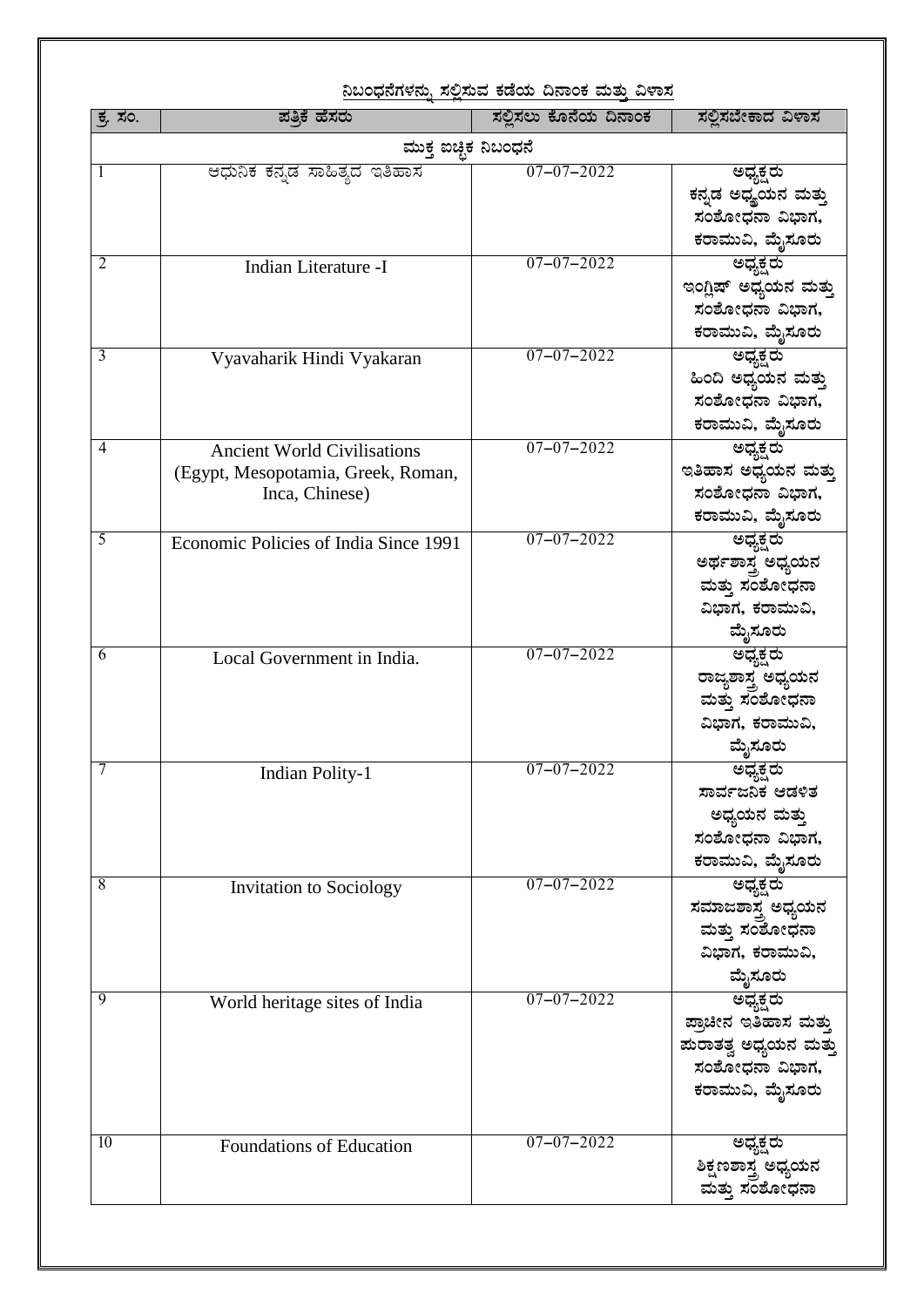## ನಿಬಂಧನೆಗಳನ್ನು ಸಲ್ಲಿಸುವ ಕಡೆಯ ದಿನಾಂಕ ಮತ್ತು ವಿಳಾಸ

| ಕ್ರ. ಸಂ. | ಪತ್ರಿಕೆ ಹೆಸರು | ಸಲ್ಲಿಸಲು ಕೊನೆಯ ದಿನಾಂಕ | ಸಲ್ಲಿಸಬೇಕಾದ ವಿಳಾಸ |
|---|---|---|---|
| ಮುಕ್ತ ಐಚ್ಛಿಕ ನಿಬಂಧನೆ | | | |
| 1 | ಆಧುನಿಕ ಕನ್ನಡ ಸಾಹಿತ್ಯದ ಇತಿಹಾಸ | 07–07–2022 | ಅಧ್ಯಕ್ಷರು ಕನ್ನಡ ಅಧ್ಯಯನ ಮತ್ತು ಸಂಶೋಧನಾ ವಿಭಾಗ, ಕರಾಮುವಿ, ಮೈಸೂರು |
| 2 | Indian Literature -I | 07–07–2022 | ಅಧ್ಯಕ್ಷರು ಇಂಗ್ಲಿಷ್ ಅಧ್ಯಯನ ಮತ್ತು ಸಂಶೋಧನಾ ವಿಭಾಗ, ಕರಾಮುವಿ, ಮೈಸೂರು |
| 3 | Vyavaharik Hindi Vyakaran | 07–07–2022 | ಅಧ್ಯಕ್ಷರು ಹಿಂದಿ ಅಧ್ಯಯನ ಮತ್ತು ಸಂಶೋಧನಾ ವಿಭಾಗ, ಕರಾಮುವಿ, ಮೈಸೂರು |
| 4 | Ancient World Civilisations (Egypt, Mesopotamia, Greek, Roman, Inca, Chinese) | 07–07–2022 | ಅಧ್ಯಕ್ಷರು ಇತಿಹಾಸ ಅಧ್ಯಯನ ಮತ್ತು ಸಂಶೋಧನಾ ವಿಭಾಗ, ಕರಾಮುವಿ, ಮೈಸೂರು |
| 5 | Economic Policies of India Since 1991 | 07–07–2022 | ಅಧ್ಯಕ್ಷರು ಅರ್ಥಶಾಸ್ತ್ರ ಅಧ್ಯಯನ ಮತ್ತು ಸಂಶೋಧನಾ ವಿಭಾಗ, ಕರಾಮುವಿ, ಮೈಸೂರು |
| 6 | Local Government in India. | 07–07–2022 | ಅಧ್ಯಕ್ಷರು ರಾಜ್ಯಶಾಸ್ತ್ರ ಅಧ್ಯಯನ ಮತ್ತು ಸಂಶೋಧನಾ ವಿಭಾಗ, ಕರಾಮುವಿ, ಮೈಸೂರು |
| 7 | Indian Polity-1 | 07–07–2022 | ಅಧ್ಯಕ್ಷರು ಸಾರ್ವಜನಿಕ ಆಡಳಿತ ಅಧ್ಯಯನ ಮತ್ತು ಸಂಶೋಧನಾ ವಿಭಾಗ, ಕರಾಮುವಿ, ಮೈಸೂರು |
| 8 | Invitation to Sociology | 07–07–2022 | ಅಧ್ಯಕ್ಷರು ಸಮಾಜಶಾಸ್ತ್ರ ಅಧ್ಯಯನ ಮತ್ತು ಸಂಶೋಧನಾ ವಿಭಾಗ, ಕರಾಮುವಿ, ಮೈಸೂರು |
| 9 | World heritage sites of India | 07–07–2022 | ಅಧ್ಯಕ್ಷರು ಪ್ರಾಚೀನ ಇತಿಹಾಸ ಮತ್ತು ಪುರಾತತ್ವ ಅಧ್ಯಯನ ಮತ್ತು ಸಂಶೋಧನಾ ವಿಭಾಗ, ಕರಾಮುವಿ, ಮೈಸೂರು |
| 10 | Foundations of Education | 07–07–2022 | ಅಧ್ಯಕ್ಷರು ಶಿಕ್ಷಣಶಾಸ್ತ್ರ ಅಧ್ಯಯನ ಮತ್ತು ಸಂಶೋಧನಾ |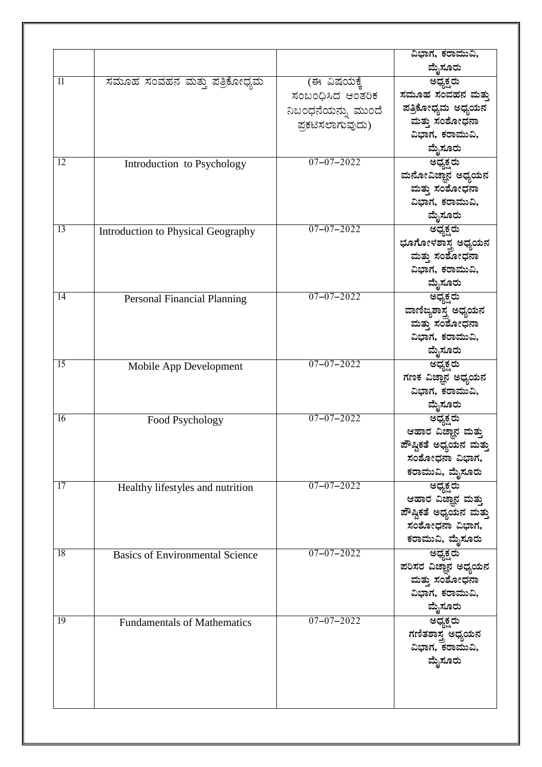| | | | ವಿಭಾಗ, ಕರಾಮುವಿ, ಮೈಸೂರು |
|---|---|---|---|
| 11 | ಸಮೂಹ ಸಂವಹನ ಮತ್ತು ಪತ್ರಿಕೋದ್ಯಮ | (ಈ ವಿಷಯಕ್ಕೆ ಸಂಬಂಧಿಸಿದ ಆಂತರಿಕ ನಿಬಂಧನೆಯನ್ನು ಮುಂದೆ ಪ್ರಕಟಿಸಲಾಗುವುದು) | ಅಧ್ಯಕ್ಷರು ಸಮೂಹ ಸಂವಹನ ಮತ್ತು ಪತ್ರಿಕೋದ್ಯಮ ಅಧ್ಯಯನ ಮತ್ತು ಸಂಶೋಧನಾ ವಿಭಾಗ, ಕರಾಮುವಿ, ಮೈಸೂರು |
| 12 | Introduction to Psychology | 07–07–2022 | ಅಧ್ಯಕ್ಷರು ಮನೋವಿಜ್ಞಾನ ಅಧ್ಯಯನ ಮತ್ತು ಸಂಶೋಧನಾ ವಿಭಾಗ, ಕರಾಮುವಿ, ಮೈಸೂರು |
| 13 | Introduction to Physical Geography | 07–07–2022 | ಅಧ್ಯಕ್ಷರು ಭೂಗೋಳಶಾಸ್ತ್ರ ಅಧ್ಯಯನ ಮತ್ತು ಸಂಶೋಧನಾ ವಿಭಾಗ, ಕರಾಮುವಿ, ಮೈಸೂರು |
| 14 | Personal Financial Planning | 07–07–2022 | ಅಧ್ಯಕ್ಷರು ವಾಣಿಜ್ಯಶಾಸ್ತ್ರ ಅಧ್ಯಯನ ಮತ್ತು ಸಂಶೋಧನಾ ವಿಭಾಗ, ಕರಾಮುವಿ, ಮೈಸೂರು |
| 15 | Mobile App Development | 07–07–2022 | ಅಧ್ಯಕ್ಷರು ಗಣಕ ವಿಜ್ಞಾನ ಅಧ್ಯಯನ ವಿಭಾಗ, ಕರಾಮುವಿ, ಮೈಸೂರು |
| 16 | Food Psychology | 07–07–2022 | ಅಧ್ಯಕ್ಷರು ಆಹಾರ ವಿಜ್ಞಾನ ಮತ್ತು ಪೌಷ್ಟಿಕತೆ ಅಧ್ಯಯನ ಮತ್ತು ಸಂಶೋಧನಾ ವಿಭಾಗ, ಕರಾಮುವಿ, ಮೈಸೂರು |
| 17 | Healthy lifestyles and nutrition | 07–07–2022 | ಅಧ್ಯಕ್ಷರು ಆಹಾರ ವಿಜ್ಞಾನ ಮತ್ತು ಪೌಷ್ಟಿಕತೆ ಅಧ್ಯಯನ ಮತ್ತು ಸಂಶೋಧನಾ ವಿಭಾಗ, ಕರಾಮುವಿ, ಮೈಸೂರು |
| 18 | Basics of Environmental Science | 07–07–2022 | ಅಧ್ಯಕ್ಷರು ಪರಿಸರ ವಿಜ್ಞಾನ ಅಧ್ಯಯನ ಮತ್ತು ಸಂಶೋಧನಾ ವಿಭಾಗ, ಕರಾಮುವಿ, ಮೈಸೂರು |
| 19 | Fundamentals of Mathematics | 07–07–2022 | ಅಧ್ಯಕ್ಷರು ಗಣಿತಶಾಸ್ತ್ರ ಅಧ್ಯಯನ ವಿಭಾಗ, ಕರಾಮುವಿ, ಮೈಸೂರು |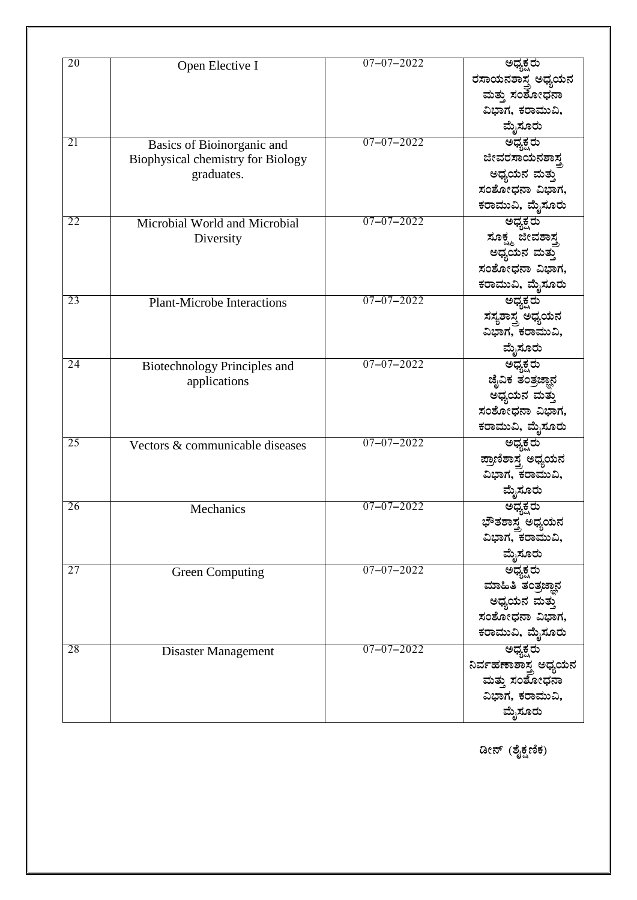| | | | |
|---|---|---|---|
| 20 | Open Elective I | 07–07–2022 | ಅಧ್ಯಕ್ಷರು ರಸಾಯನಶಾಸ್ತ್ರ ಅಧ್ಯಯನ ಮತ್ತು ಸಂಶೋಧನಾ ವಿಭಾಗ, ಕರಾಮುವಿ, ಮೈಸೂರು |
| 21 | Basics of Bioinorganic and Biophysical chemistry for Biology graduates. | 07–07–2022 | ಅಧ್ಯಕ್ಷರು ಜೀವರಸಾಯನಶಾಸ್ತ್ರ ಅಧ್ಯಯನ ಮತ್ತು ಸಂಶೋಧನಾ ವಿಭಾಗ, ಕರಾಮುವಿ, ಮೈಸೂರು |
| 22 | Microbial World and Microbial Diversity | 07–07–2022 | ಅಧ್ಯಕ್ಷರು ಸೂಕ್ಷ್ಮ ಜೀವಶಾಸ್ತ್ರ ಅಧ್ಯಯನ ಮತ್ತು ಸಂಶೋಧನಾ ವಿಭಾಗ, ಕರಾಮುವಿ, ಮೈಸೂರು |
| 23 | Plant-Microbe Interactions | 07–07–2022 | ಅಧ್ಯಕ್ಷರು ಸಸ್ಯಶಾಸ್ತ್ರ ಅಧ್ಯಯನ ವಿಭಾಗ, ಕರಾಮುವಿ, ಮೈಸೂರು |
| 24 | Biotechnology Principles and applications | 07–07–2022 | ಅಧ್ಯಕ್ಷರು ಜೈವಿಕ ತಂತ್ರಜ್ಞಾನ ಅಧ್ಯಯನ ಮತ್ತು ಸಂಶೋಧನಾ ವಿಭಾಗ, ಕರಾಮುವಿ, ಮೈಸೂರು |
| 25 | Vectors & communicable diseases | 07–07–2022 | ಅಧ್ಯಕ್ಷರು ಪ್ರಾಣಿಶಾಸ್ತ್ರ ಅಧ್ಯಯನ ವಿಭಾಗ, ಕರಾಮುವಿ, ಮೈಸೂರು |
| 26 | Mechanics | 07–07–2022 | ಅಧ್ಯಕ್ಷರು ಭೌತಶಾಸ್ತ್ರ ಅಧ್ಯಯನ ವಿಭಾಗ, ಕರಾಮುವಿ, ಮೈಸೂರು |
| 27 | Green Computing | 07–07–2022 | ಅಧ್ಯಕ್ಷರು ಮಾಹಿತಿ ತಂತ್ರಜ್ಞಾನ ಅಧ್ಯಯನ ಮತ್ತು ಸಂಶೋಧನಾ ವಿಭಾಗ, ಕರಾಮುವಿ, ಮೈಸೂರು |
| 28 | Disaster Management | 07–07–2022 | ಅಧ್ಯಕ್ಷರು ನಿರ್ವಹಣಾಶಾಸ್ತ್ರ ಅಧ್ಯಯನ ಮತ್ತು ಸಂಶೋಧನಾ ವಿಭಾಗ, ಕರಾಮುವಿ, ಮೈಸೂರು |

ಡೀನ್ (ಶೈಕ್ಷಣಿಕ)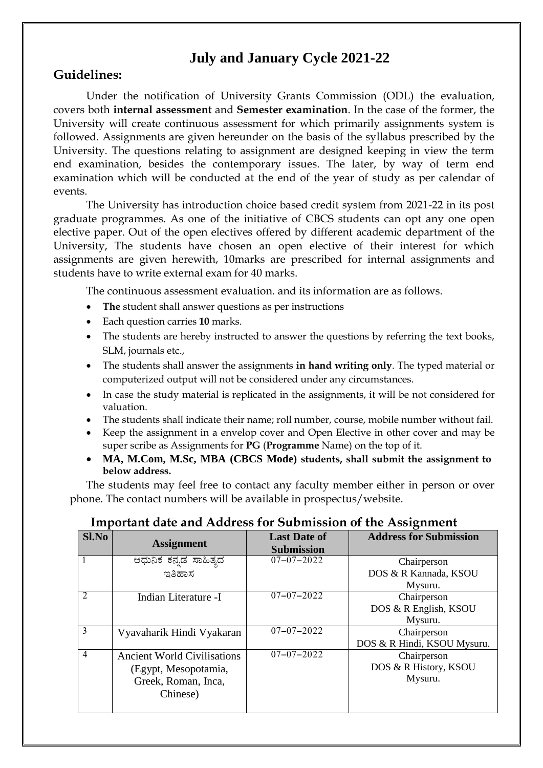# July and January Cycle 2021-22

## Guidelines:

Under the notification of University Grants Commission (ODL) the evaluation, covers both **internal assessment** and **Semester examination**. In the case of the former, the University will create continuous assessment for which primarily assignments system is followed. Assignments are given hereunder on the basis of the syllabus prescribed by the University. The questions relating to assignment are designed keeping in view the term end examination, besides the contemporary issues. The later, by way of term end examination which will be conducted at the end of the year of study as per calendar of events.

The University has introduction choice based credit system from 2021-22 in its post graduate programmes. As one of the initiative of CBCS students can opt any one open elective paper. Out of the open electives offered by different academic department of the University, The students have chosen an open elective of their interest for which assignments are given herewith, 10marks are prescribed for internal assignments and students have to write external exam for 40 marks.

The continuous assessment evaluation. and its information are as follows.

- **The** student shall answer questions as per instructions
- Each question carries **10** marks.
- The students are hereby instructed to answer the questions by referring the text books, SLM, journals etc.,
- The students shall answer the assignments **in hand writing only**. The typed material or computerized output will not be considered under any circumstances.
- In case the study material is replicated in the assignments, it will be not considered for valuation.
- The students shall indicate their name; roll number, course, mobile number without fail.
- Keep the assignment in a envelop cover and Open Elective in other cover and may be super scribe as Assignments for **PG** (**Programme** Name) on the top of it.
- **MA, M.Com, M.Sc, MBA (CBCS Mode) students, shall submit the assignment to below address.**

The students may feel free to contact any faculty member either in person or over phone. The contact numbers will be available in prospectus/website.

## Important date and Address for Submission of the Assignment

| Sl.No | Assignment | Last Date of Submission | Address for Submission |
|---|---|---|---|
| 1 | ಆಧುನಿಕ ಕನ್ನಡ ಸಾಹಿತ್ಯದ ಇತಿಹಾಸ | 07–07–2022 | Chairperson DOS & R Kannada, KSOU Mysuru. |
| 2 | Indian Literature -I | 07–07–2022 | Chairperson DOS & R English, KSOU Mysuru. |
| 3 | Vyavaharik Hindi Vyakaran | 07–07–2022 | Chairperson DOS & R Hindi, KSOU Mysuru. |
| 4 | Ancient World Civilisations (Egypt, Mesopotamia, Greek, Roman, Inca, Chinese) | 07–07–2022 | Chairperson DOS & R History, KSOU Mysuru. |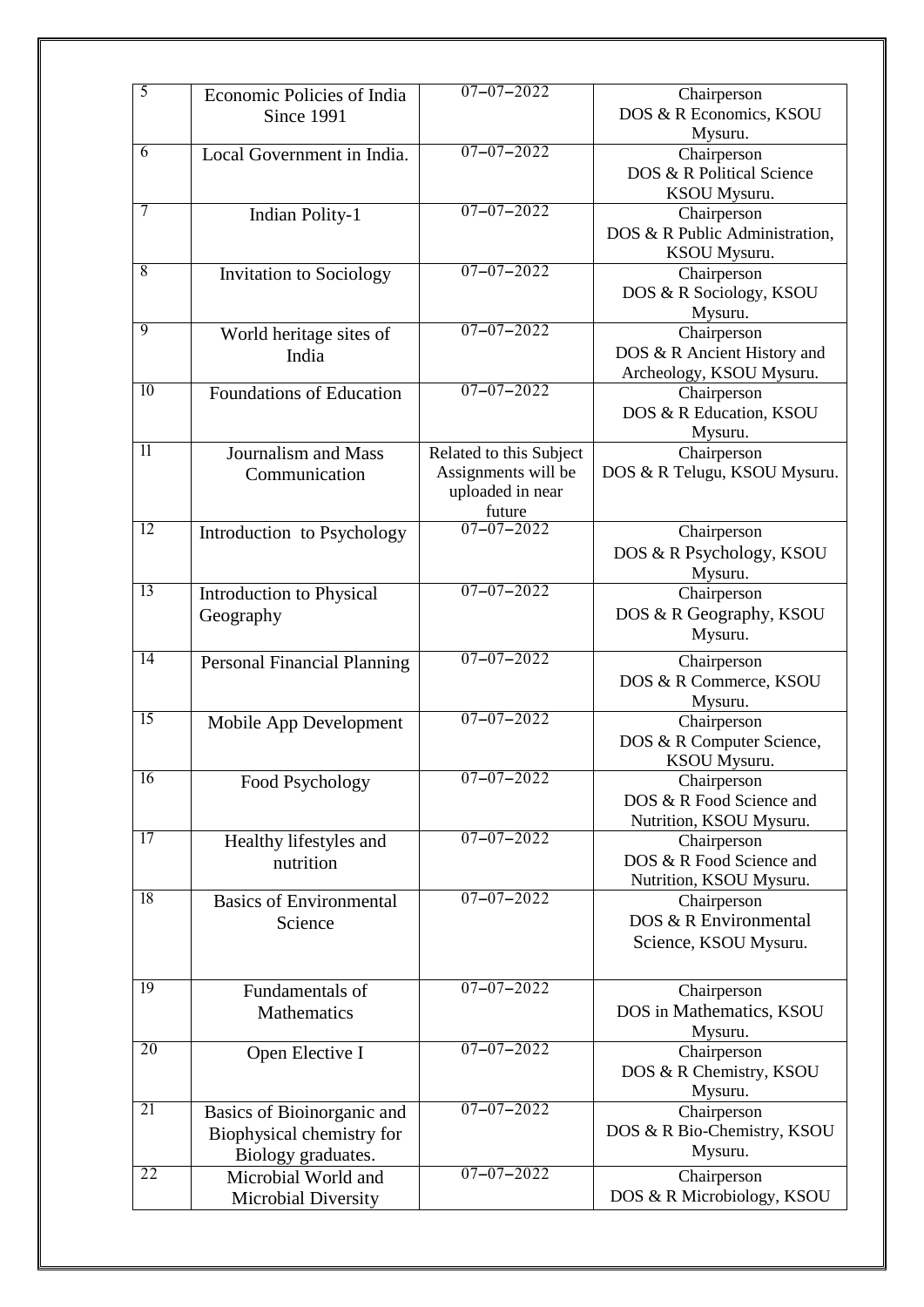| 5 | Economic Policies of India Since 1991 | 07–07–2022 | Chairperson DOS & R Economics, KSOU Mysuru. |
|---|---|---|---|
| 6 | Local Government in India. | 07–07–2022 | Chairperson DOS & R Political Science KSOU Mysuru. |
| 7 | Indian Polity-1 | 07–07–2022 | Chairperson DOS & R Public Administration, KSOU Mysuru. |
| 8 | Invitation to Sociology | 07–07–2022 | Chairperson DOS & R Sociology, KSOU Mysuru. |
| 9 | World heritage sites of India | 07–07–2022 | Chairperson DOS & R Ancient History and Archeology, KSOU Mysuru. |
| 10 | Foundations of Education | 07–07–2022 | Chairperson DOS & R Education, KSOU Mysuru. |
| 11 | Journalism and Mass Communication | Related to this Subject Assignments will be uploaded in near future | Chairperson DOS & R Telugu, KSOU Mysuru. |
| 12 | Introduction to Psychology | 07–07–2022 | Chairperson DOS & R Psychology, KSOU Mysuru. |
| 13 | Introduction to Physical Geography | 07–07–2022 | Chairperson DOS & R Geography, KSOU Mysuru. |
| 14 | Personal Financial Planning | 07–07–2022 | Chairperson DOS & R Commerce, KSOU Mysuru. |
| 15 | Mobile App Development | 07–07–2022 | Chairperson DOS & R Computer Science, KSOU Mysuru. |
| 16 | Food Psychology | 07–07–2022 | Chairperson DOS & R Food Science and Nutrition, KSOU Mysuru. |
| 17 | Healthy lifestyles and nutrition | 07–07–2022 | Chairperson DOS & R Food Science and Nutrition, KSOU Mysuru. |
| 18 | Basics of Environmental Science | 07–07–2022 | Chairperson DOS & R Environmental Science, KSOU Mysuru. |
| 19 | Fundamentals of Mathematics | 07–07–2022 | Chairperson DOS in Mathematics, KSOU Mysuru. |
| 20 | Open Elective I | 07–07–2022 | Chairperson DOS & R Chemistry, KSOU Mysuru. |
| 21 | Basics of Bioinorganic and Biophysical chemistry for Biology graduates. | 07–07–2022 | Chairperson DOS & R Bio-Chemistry, KSOU Mysuru. |
| 22 | Microbial World and Microbial Diversity | 07–07–2022 | Chairperson DOS & R Microbiology, KSOU |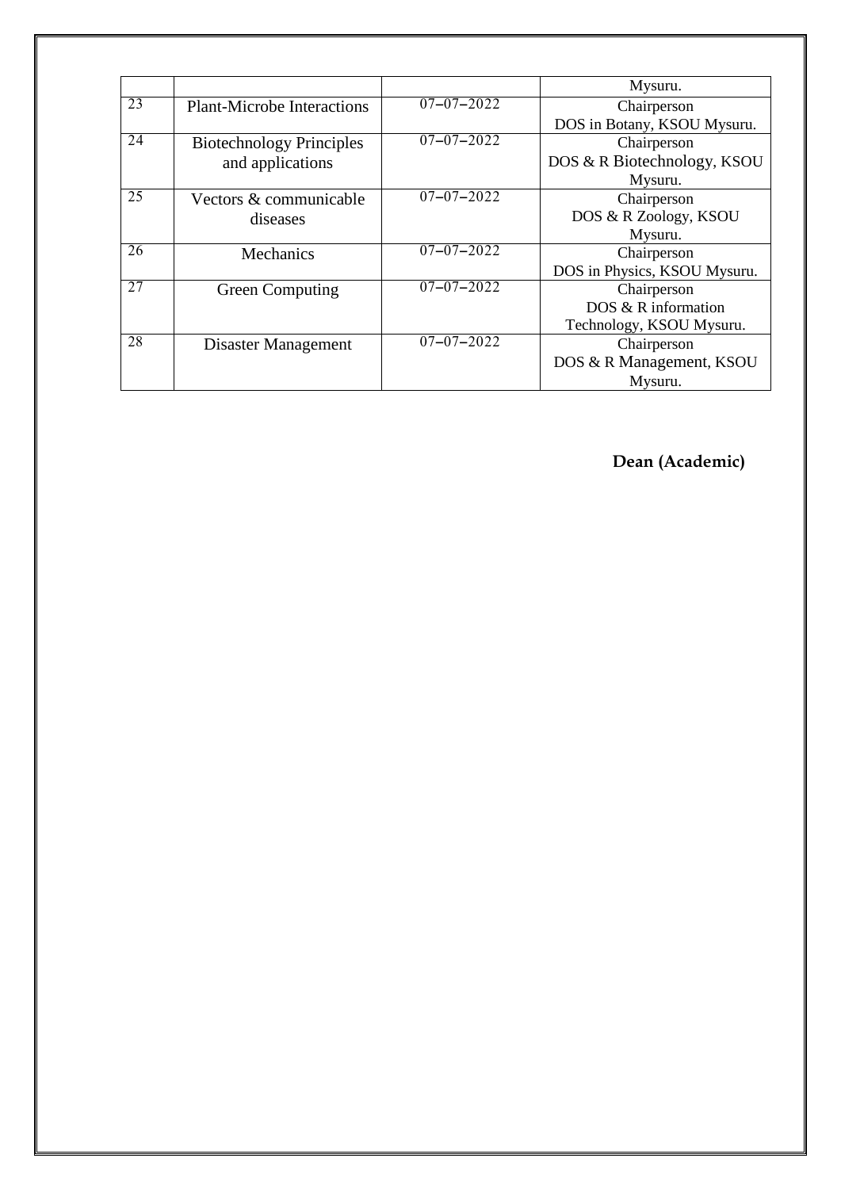| | | | |
|---|---|---|---|
| | | | Mysuru. |
| 23 | Plant-Microbe Interactions | 07–07–2022 | Chairperson DOS in Botany, KSOU Mysuru. |
| 24 | Biotechnology Principles and applications | 07–07–2022 | Chairperson DOS & R Biotechnology, KSOU Mysuru. |
| 25 | Vectors & communicable diseases | 07–07–2022 | Chairperson DOS & R Zoology, KSOU Mysuru. |
| 26 | Mechanics | 07–07–2022 | Chairperson DOS in Physics, KSOU Mysuru. |
| 27 | Green Computing | 07–07–2022 | Chairperson DOS & R information Technology, KSOU Mysuru. |
| 28 | Disaster Management | 07–07–2022 | Chairperson DOS & R Management, KSOU Mysuru. |

**Dean (Academic)**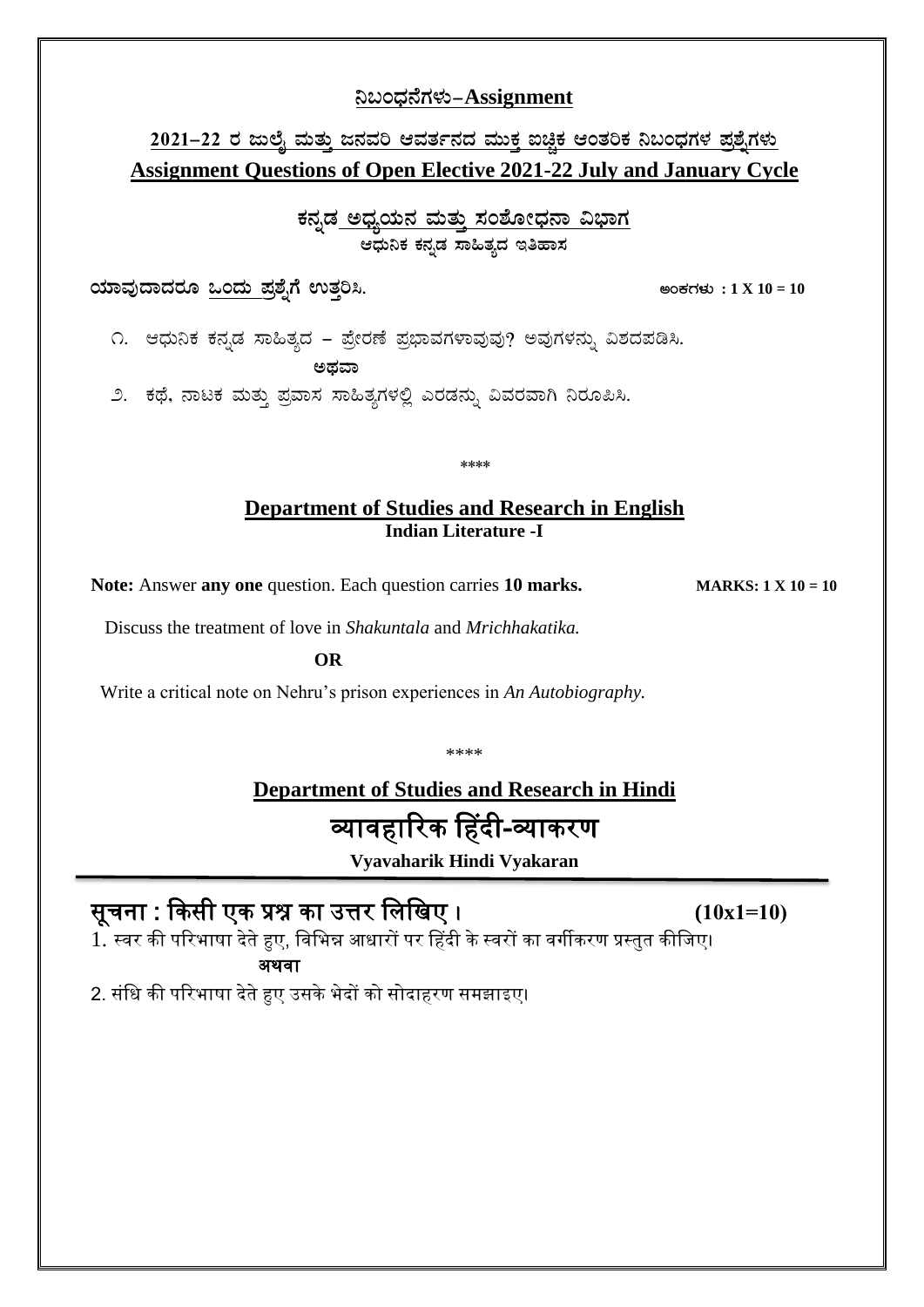## ನಿಬಂಧನೆಗಳು–Assignment

## 2021–22 ರ ಜುಲೈ ಮತ್ತು ಜನವರಿ ಆವರ್ತನದ ಮುಕ್ತ ಐಚ್ಛಿಕ ಆಂತರಿಕ ನಿಬಂಧಗಳ ಪ್ರಶ್ನೆಗಳು
## Assignment Questions of Open Elective 2021-22 July and January Cycle

### ಕನ್ನಡ ಅಧ್ಯಯನ ಮತ್ತು ಸಂಶೋಧನಾ ವಿಭಾಗ

**ಆಧುನಿಕ ಕನ್ನಡ ಸಾಹಿತ್ಯದ ಇತಿಹಾಸ**

**ಯಾವುದಾದರೂ ಒಂದು ಪ್ರಶ್ನೆಗೆ ಉತ್ತರಿಸಿ.** **ಅಂಕಗಳು : 1 X 10 = 10**

೧. ಆಧುನಿಕ ಕನ್ನಡ ಸಾಹಿತ್ಯದ – ಪ್ರೇರಣೆ ಪ್ರಭಾವಗಳಾವುವು? ಅವುಗಳನ್ನು ವಿಶದಪಡಿಸಿ.

**ಅಥವಾ**

೨. ಕಥೆ, ನಾಟಕ ಮತ್ತು ಪ್ರವಾಸ ಸಾಹಿತ್ಯಗಳಲ್ಲಿ ಎರಡನ್ನು ವಿವರವಾಗಿ ನಿರೂಪಿಸಿ.

****

### Department of Studies and Research in English

**Indian Literature -I**

**Note:** Answer **any one** question. Each question carries **10 marks.** **MARKS: 1 X 10 = 10**

Discuss the treatment of love in *Shakuntala* and *Mrichhakatika.*

**OR**

Write a critical note on Nehru's prison experiences in *An Autobiography.*

****

### Department of Studies and Research in Hindi

## व्यावहारिक हिंदी-व्याकरण

**Vyavaharik Hindi Vyakaran**

**सूचना : किसी एक प्रश्न का उत्तर लिखिए।** **(10x1=10)**

1. स्वर की परिभाषा देते हुए, विभिन्न आधारों पर हिंदी के स्वरों का वर्गीकरण प्रस्तुत कीजिए।

**अथवा**

2. संधि की परिभाषा देते हुए उसके भेदों को सोदाहरण समझाइए।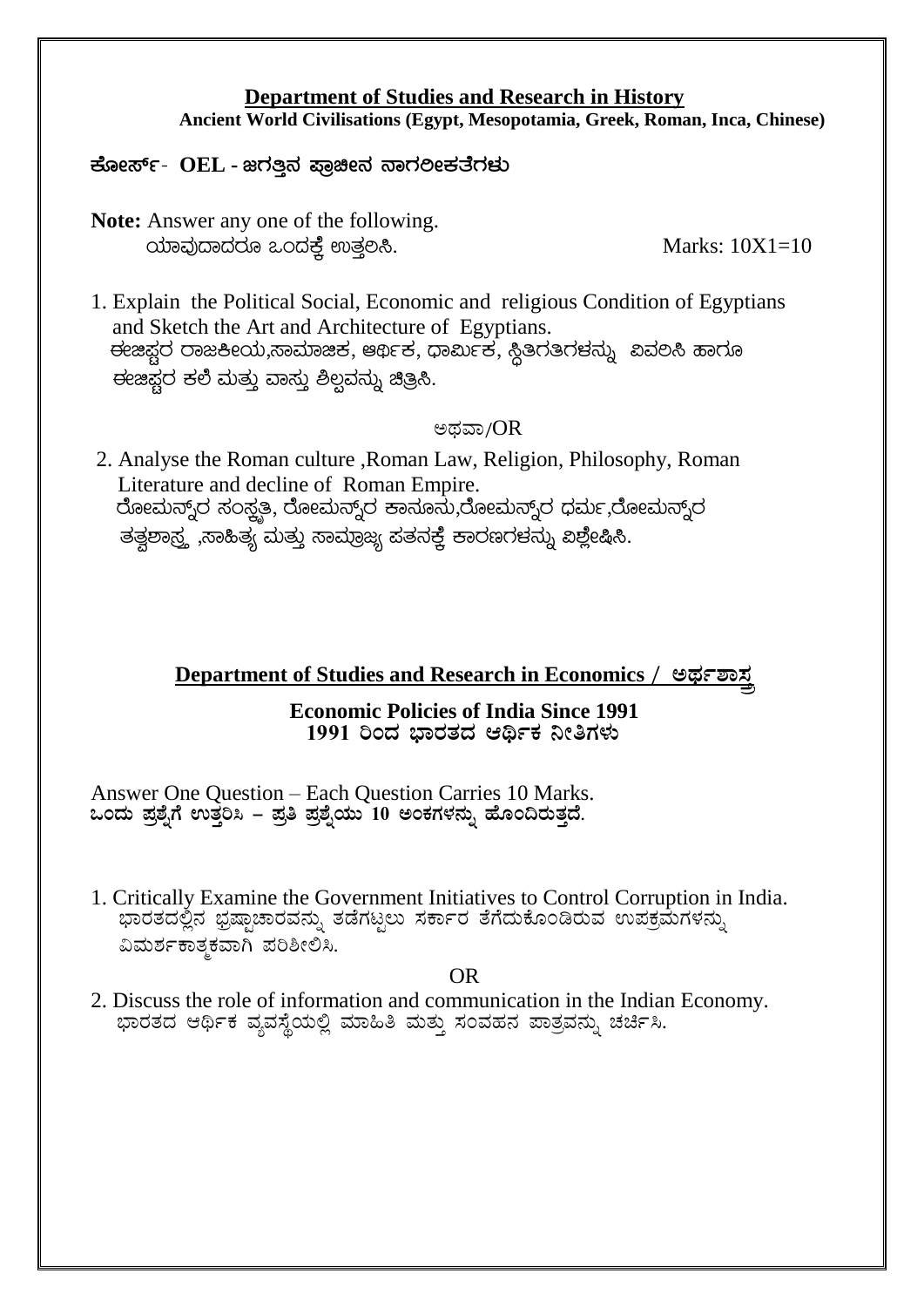## Department of Studies and Research in History

**Ancient World Civilisations (Egypt, Mesopotamia, Greek, Roman, Inca, Chinese)**

**ಕೋರ್ಸ್- OEL - ಜಗತ್ತಿನ ಪ್ರಾಚೀನ ನಾಗರೀಕತೆಗಳು**

**Note:** Answer any one of the following.
ಯಾವುದಾದರೂ ಒಂದಕ್ಕೆ ಉತ್ತರಿಸಿ. Marks: 10X1=10

1. Explain the Political Social, Economic and religious Condition of Egyptians and Sketch the Art and Architecture of Egyptians.
   ಈಜಿಪ್ಟರ ರಾಜಕೀಯ,ಸಾಮಾಜಿಕ, ಆರ್ಥಿಕ, ಧಾರ್ಮಿಕ, ಸ್ಥಿತಿಗತಿಗಳನ್ನು ವಿವರಿಸಿ ಹಾಗೂ ಈಜಿಪ್ಟರ ಕಲೆ ಮತ್ತು ವಾಸ್ತು ಶಿಲ್ಪವನ್ನು ಚಿತ್ರಿಸಿ.

ಅಥವಾ/OR

2. Analyse the Roman culture ,Roman Law, Religion, Philosophy, Roman Literature and decline of Roman Empire.
   ರೋಮನ್ನರ ಸಂಸ್ಕೃತಿ, ರೋಮನ್ನರ ಕಾನೂನು,ರೋಮನ್ನರ ಧರ್ಮ,ರೋಮನ್ನರ ತತ್ವಶಾಸ್ತ್ರ ,ಸಾಹಿತ್ಯ ಮತ್ತು ಸಾಮ್ರಾಜ್ಯ ಪತನಕ್ಕೆ ಕಾರಣಗಳನ್ನು ವಿಶ್ಲೇಷಿಸಿ.

## Department of Studies and Research in Economics / ಅರ್ಥಶಾಸ್ತ್ರ

**Economic Policies of India Since 1991**
**1991 ರಿಂದ ಭಾರತದ ಆರ್ಥಿಕ ನೀತಿಗಳು**

Answer One Question – Each Question Carries 10 Marks.
**ಒಂದು ಪ್ರಶ್ನೆಗೆ ಉತ್ತರಿಸಿ – ಪ್ರತಿ ಪ್ರಶ್ನೆಯು 10 ಅಂಕಗಳನ್ನು ಹೊಂದಿರುತ್ತದೆ.**

1. Critically Examine the Government Initiatives to Control Corruption in India.
   ಭಾರತದಲ್ಲಿನ ಭ್ರಷ್ಟಾಚಾರವನ್ನು ತಡೆಗಟ್ಟಲು ಸರ್ಕಾರ ತೆಗೆದುಕೊಂಡಿರುವ ಉಪಕ್ರಮಗಳನ್ನು ವಿಮರ್ಶಕಾತ್ಮಕವಾಗಿ ಪರಿಶೀಲಿಸಿ.

OR

2. Discuss the role of information and communication in the Indian Economy.
   ಭಾರತದ ಆರ್ಥಿಕ ವ್ಯವಸ್ಥೆಯಲ್ಲಿ ಮಾಹಿತಿ ಮತ್ತು ಸಂವಹನ ಪಾತ್ರವನ್ನು ಚರ್ಚಿಸಿ.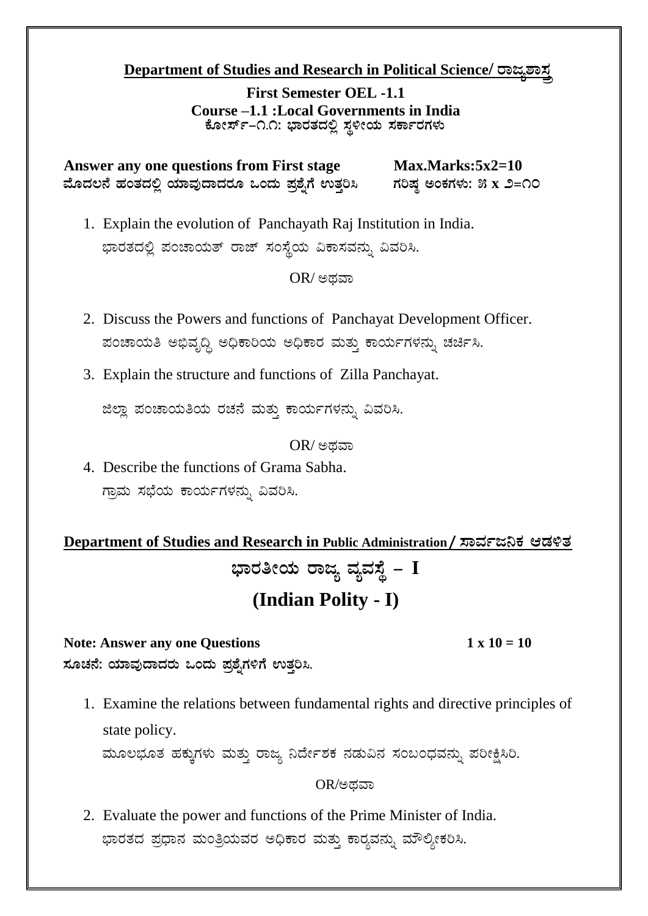## Department of Studies and Research in Political Science/ ರಾಜ್ಯಶಾಸ್ತ್ರ

**First Semester OEL -1.1**
**Course –1.1 :Local Governments in India**
**ಕೋರ್ಸ್–೧.೧: ಭಾರತದಲ್ಲಿ ಸ್ಥಳೀಯ ಸರ್ಕಾರಗಳು**

**Answer any one questions from First stage** **Max.Marks:5x2=10**
**ಮೊದಲನೆ ಹಂತದಲ್ಲಿ ಯಾವುದಾದರೂ ಒಂದು ಪ್ರಶ್ನೆಗೆ ಉತ್ತರಿಸಿ** **ಗರಿಷ್ಠ ಅಂಕಗಳು: ೫ x ೨=೧೦**

1. Explain the evolution of Panchayath Raj Institution in India.
   ಭಾರತದಲ್ಲಿ ಪಂಚಾಯತ್ ರಾಜ್ ಸಂಸ್ಥೆಯ ವಿಕಾಸವನ್ನು ವಿವರಿಸಿ.

   OR/ ಅಥವಾ

2. Discuss the Powers and functions of Panchayat Development Officer.
   ಪಂಚಾಯತಿ ಅಭಿವೃದ್ಧಿ ಅಧಿಕಾರಿಯ ಅಧಿಕಾರ ಮತ್ತು ಕಾರ್ಯಗಳನ್ನು ಚರ್ಚಿಸಿ.

3. Explain the structure and functions of Zilla Panchayat.
   ಜಿಲ್ಲಾ ಪಂಚಾಯತಿಯ ರಚನೆ ಮತ್ತು ಕಾರ್ಯಗಳನ್ನು ವಿವರಿಸಿ.

   OR/ ಅಥವಾ

4. Describe the functions of Grama Sabha.
   ಗ್ರಾಮ ಸಭೆಯ ಕಾರ್ಯಗಳನ್ನು ವಿವರಿಸಿ.

## Department of Studies and Research in Public Administration / ಸಾರ್ವಜನಿಕ ಆಡಳಿತ

# ಭಾರತೀಯ ರಾಜ್ಯ ವ್ಯವಸ್ಥೆ – I

# (Indian Polity - I)

**Note: Answer any one Questions** **1 x 10 = 10**
**ಸೂಚನೆ: ಯಾವುದಾದರು ಒಂದು ಪ್ರಶ್ನೆಗಳಿಗೆ ಉತ್ತರಿಸಿ.**

1. Examine the relations between fundamental rights and directive principles of state policy.
   ಮೂಲಭೂತ ಹಕ್ಕುಗಳು ಮತ್ತು ರಾಜ್ಯ ನಿರ್ದೇಶಕ ನಡುವಿನ ಸಂಬಂಧವನ್ನು ಪರೀಕ್ಷಿಸಿರಿ.

   OR/ಅಥವಾ

2. Evaluate the power and functions of the Prime Minister of India.
   ಭಾರತದ ಪ್ರಧಾನ ಮಂತ್ರಿಯವರ ಅಧಿಕಾರ ಮತ್ತು ಕಾರ್ಯವನ್ನು ಮೌಲ್ಯೀಕರಿಸಿ.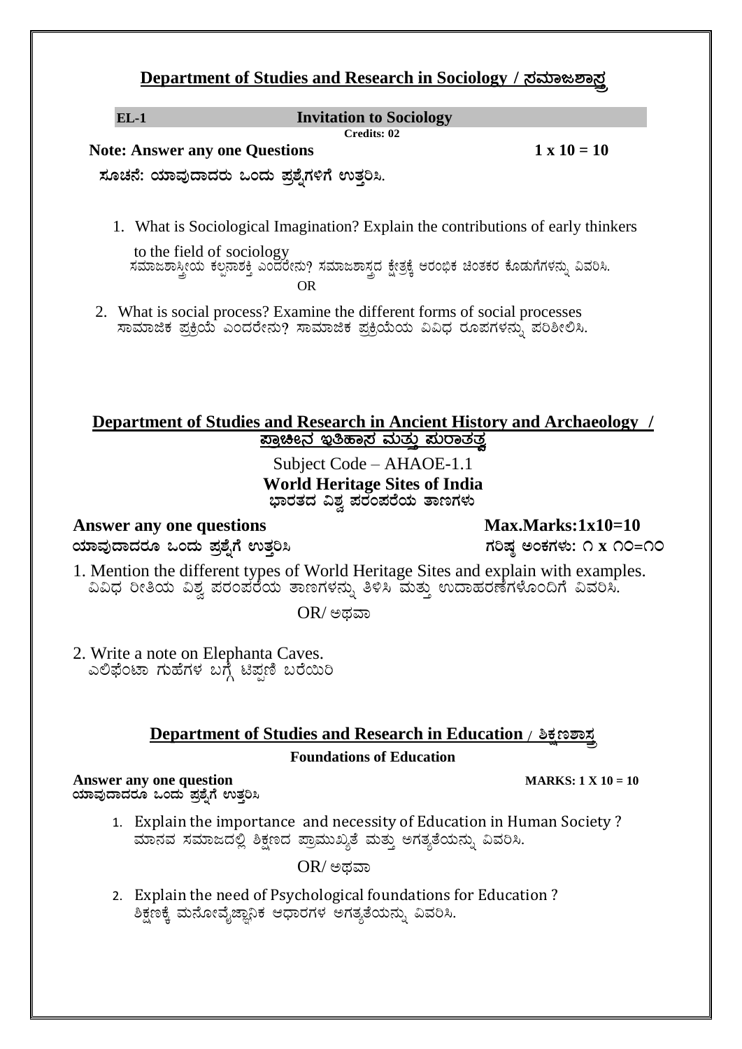## Department of Studies and Research in Sociology / ಸಮಾಜಶಾಸ್ತ್ರ

**EL-1** **Invitation to Sociology**

**Credits: 02**

**Note: Answer any one Questions** **1 x 10 = 10**

**ಸೂಚನೆ: ಯಾವುದಾದರು ಒಂದು ಪ್ರಶ್ನೆಗಳಿಗೆ ಉತ್ತರಿಸಿ.**

1. What is Sociological Imagination? Explain the contributions of early thinkers to the field of sociology
   ಸಮಾಜಶಾಸ್ತ್ರೀಯ ಕಲ್ಪನಾಶಕ್ತಿ ಎಂದರೇನು? ಸಮಾಜಶಾಸ್ತ್ರದ ಕ್ಷೇತ್ರಕ್ಕೆ ಆರಂಭಿಕ ಚಿಂತಕರ ಕೊಡುಗೆಗಳನ್ನು ವಿವರಿಸಿ.

OR

2. What is social process? Examine the different forms of social processes
   ಸಾಮಾಜಿಕ ಪ್ರಕ್ರಿಯೆ ಎಂದರೇನು? ಸಾಮಾಜಿಕ ಪ್ರಕ್ರಿಯೆಯ ವಿವಿಧ ರೂಪಗಳನ್ನು ಪರಿಶೀಲಿಸಿ.

## Department of Studies and Research in Ancient History and Archaeology / ಪ್ರಾಚೀನ ಇತಿಹಾಸ ಮತ್ತು ಪುರಾತತ್ವ

Subject Code – AHAOE-1.1

**World Heritage Sites of India**

**ಭಾರತದ ವಿಶ್ವ ಪರಂಪರೆಯ ತಾಣಗಳು**

**Answer any one questions** **Max.Marks:1x10=10**

**ಯಾವುದಾದರೂ ಒಂದು ಪ್ರಶ್ನೆಗೆ ಉತ್ತರಿಸಿ** **ಗರಿಷ್ಠ ಅಂಕಗಳು: ೧ x ೧೦=೧೦**

1. Mention the different types of World Heritage Sites and explain with examples.
   ವಿವಿಧ ರೀತಿಯ ವಿಶ್ವ ಪರಂಪರೆಯ ತಾಣಗಳನ್ನು ತಿಳಿಸಿ ಮತ್ತು ಉದಾಹರಣೆಗಳೊಂದಿಗೆ ವಿವರಿಸಿ.

OR/ ಅಥವಾ

2. Write a note on Elephanta Caves.
   ಎಲಿಫೆಂಟಾ ಗುಹೆಗಳ ಬಗ್ಗೆ ಟಿಪ್ಪಣಿ ಬರೆಯಿರಿ

## Department of Studies and Research in Education / ಶಿಕ್ಷಣಶಾಸ್ತ್ರ

**Foundations of Education**

**Answer any one question** **MARKS: 1 X 10 = 10**

**ಯಾವುದಾದರೂ ಒಂದು ಪ್ರಶ್ನೆಗೆ ಉತ್ತರಿಸಿ**

1. Explain the importance and necessity of Education in Human Society ?
   ಮಾನವ ಸಮಾಜದಲ್ಲಿ ಶಿಕ್ಷಣದ ಪ್ರಾಮುಖ್ಯತೆ ಮತ್ತು ಅಗತ್ಯತೆಯನ್ನು ವಿವರಿಸಿ.

OR/ ಅಥವಾ

2. Explain the need of Psychological foundations for Education ?
   ಶಿಕ್ಷಣಕ್ಕೆ ಮನೋವೈಜ್ಞಾನಿಕ ಆಧಾರಗಳ ಅಗತ್ಯತೆಯನ್ನು ವಿವರಿಸಿ.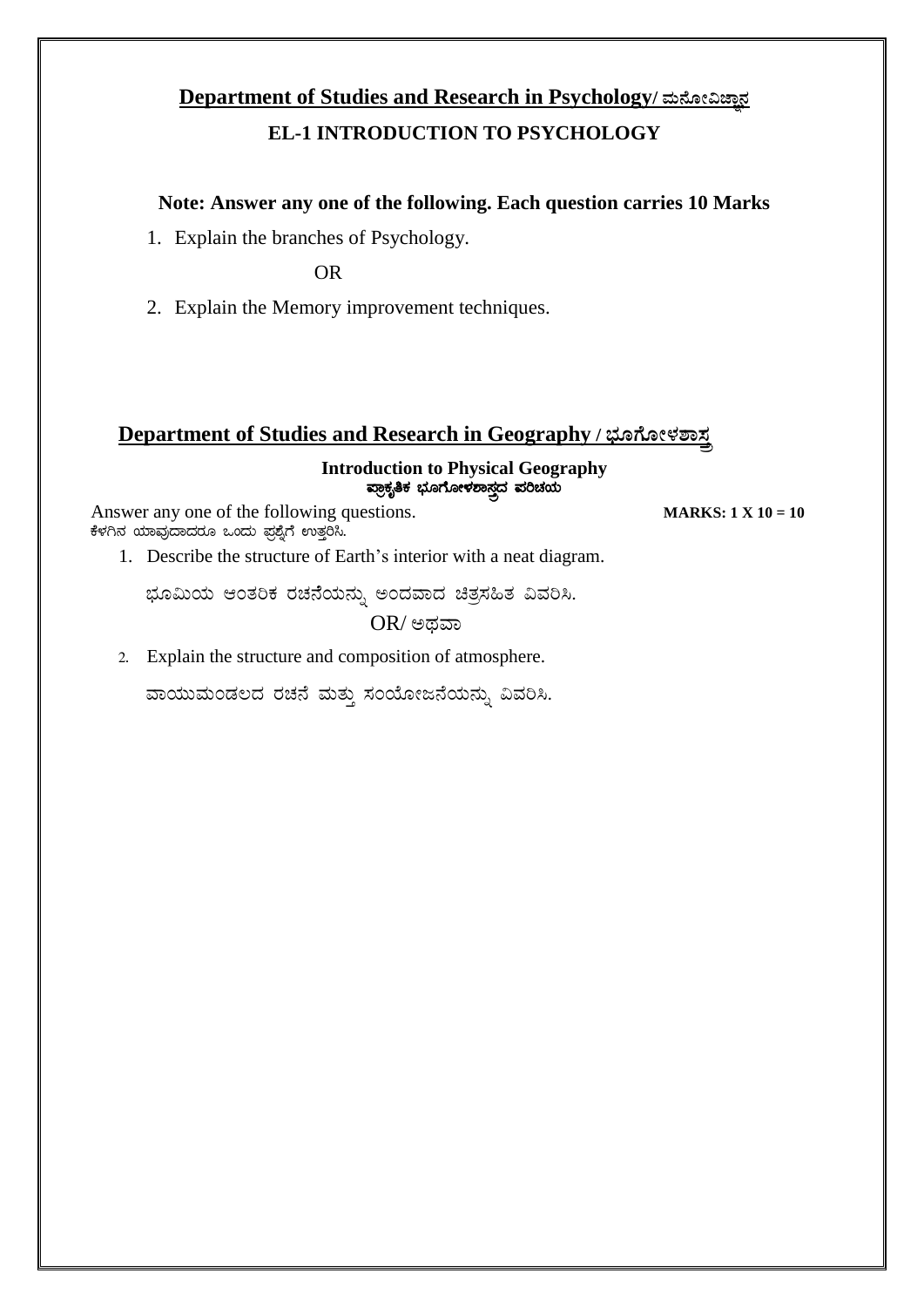## Department of Studies and Research in Psychology/ ಮನೋವಿಜ್ಞಾನ

### EL-1 INTRODUCTION TO PSYCHOLOGY

**Note: Answer any one of the following. Each question carries 10 Marks**

1. Explain the branches of Psychology.

OR

2. Explain the Memory improvement techniques.

## Department of Studies and Research in Geography / ಭೂಗೋಳಶಾಸ್ತ್ರ

### Introduction to Physical Geography
### ಪ್ರಾಕೃತಿಕ ಭೂಗೋಳಶಾಸ್ತ್ರದ ಪರಿಚಯ

Answer any one of the following questions. **MARKS: 1 X 10 = 10**
ಕೆಳಗಿನ ಯಾವುದಾದರೂ ಒಂದು ಪ್ರಶ್ನೆಗೆ ಉತ್ತರಿಸಿ.

1. Describe the structure of Earth's interior with a neat diagram.

   ಭೂಮಿಯ ಆಂತರಿಕ ರಚನೆಯನ್ನು ಅಂದವಾದ ಚಿತ್ರಸಹಿತ ವಿವರಿಸಿ.

OR/ ಅಥವಾ

2. Explain the structure and composition of atmosphere.

   ವಾಯುಮಂಡಲದ ರಚನೆ ಮತ್ತು ಸಂಯೋಜನೆಯನ್ನು ವಿವರಿಸಿ.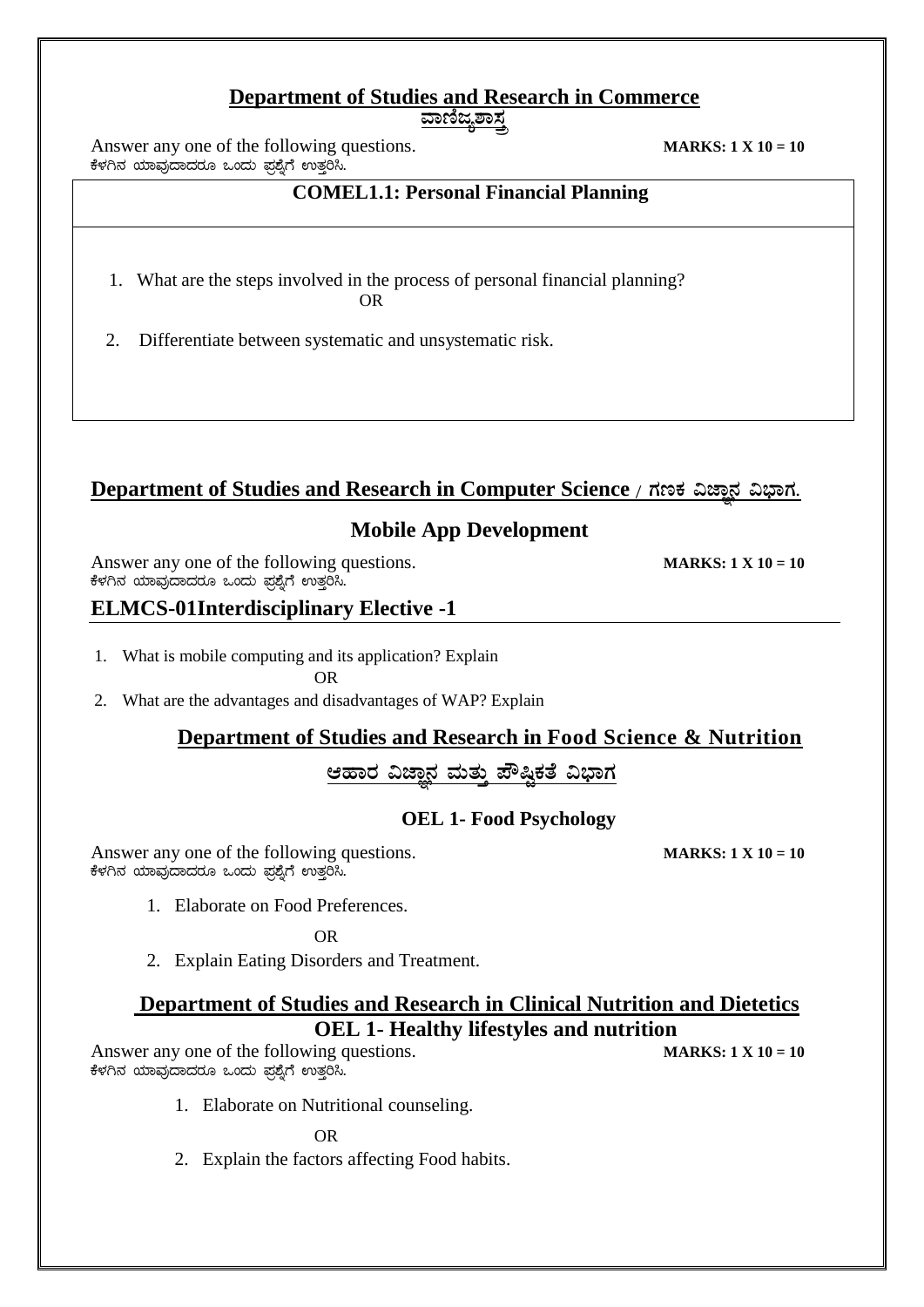## Department of Studies and Research in Commerce

**ವಾಣಿಜ್ಯಶಾಸ್ತ್ರ**

Answer any one of the following questions. **MARKS: 1 X 10 = 10**

ಕೆಳಗಿನ ಯಾವುದಾದರೂ ಒಂದು ಪ್ರಶ್ನೆಗೆ ಉತ್ತರಿಸಿ.

### COMEL1.1: Personal Financial Planning

1. What are the steps involved in the process of personal financial planning?

OR

2. Differentiate between systematic and unsystematic risk.

## Department of Studies and Research in Computer Science / ಗಣಕ ವಿಜ್ಞಾನ ವಿಭಾಗ.

### Mobile App Development

Answer any one of the following questions. **MARKS: 1 X 10 = 10**

ಕೆಳಗಿನ ಯಾವುದಾದರೂ ಒಂದು ಪ್ರಶ್ನೆಗೆ ಉತ್ತರಿಸಿ.

### ELMCS-01Interdisciplinary Elective -1

1. What is mobile computing and its application? Explain

OR

2. What are the advantages and disadvantages of WAP? Explain

## Department of Studies and Research in Food Science & Nutrition

**ಆಹಾರ ವಿಜ್ಞಾನ ಮತ್ತು ಪೌಷ್ಟಿಕತೆ ವಿಭಾಗ**

### OEL 1- Food Psychology

Answer any one of the following questions. **MARKS: 1 X 10 = 10**

ಕೆಳಗಿನ ಯಾವುದಾದರೂ ಒಂದು ಪ್ರಶ್ನೆಗೆ ಉತ್ತರಿಸಿ.

1. Elaborate on Food Preferences.

OR

2. Explain Eating Disorders and Treatment.

## Department of Studies and Research in Clinical Nutrition and Dietetics

### OEL 1- Healthy lifestyles and nutrition

Answer any one of the following questions. **MARKS: 1 X 10 = 10**

ಕೆಳಗಿನ ಯಾವುದಾದರೂ ಒಂದು ಪ್ರಶ್ನೆಗೆ ಉತ್ತರಿಸಿ.

1. Elaborate on Nutritional counseling.

OR

2. Explain the factors affecting Food habits.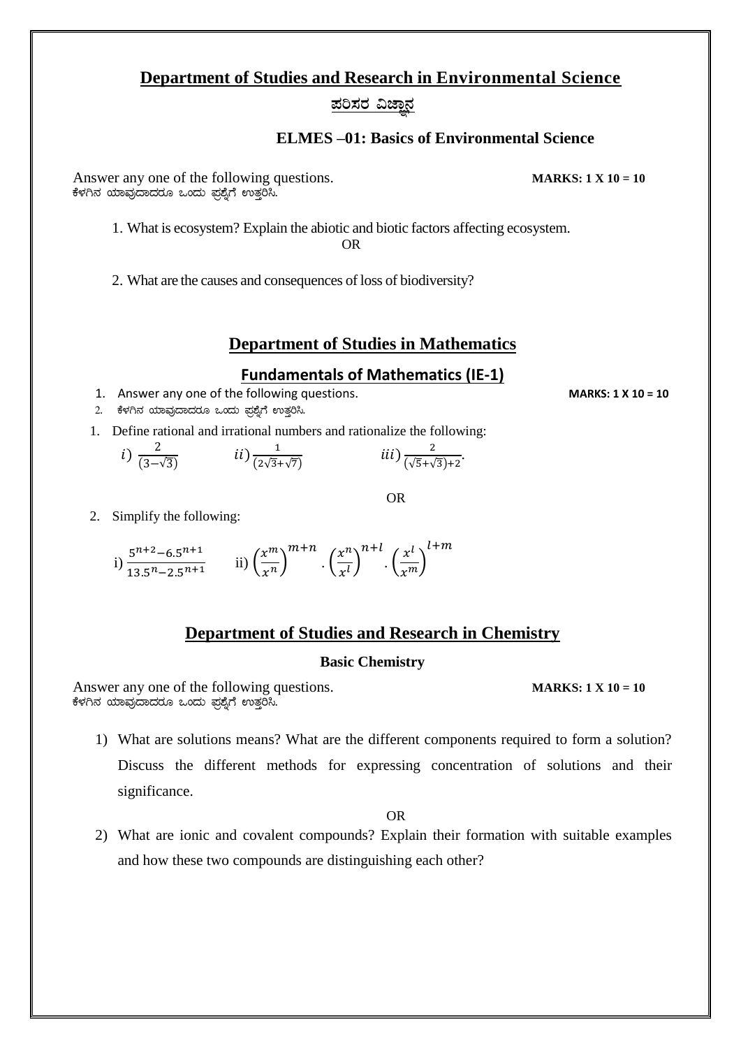## Department of Studies and Research in Environmental Science

**ಪರಿಸರ ವಿಜ್ಞಾನ**

### ELMES –01: Basics of Environmental Science

Answer any one of the following questions. **MARKS: 1 X 10 = 10**

ಕೆಳಗಿನ ಯಾವುದಾದರೂ ಒಂದು ಪ್ರಶ್ನೆಗೆ ಉತ್ತರಿಸಿ.

1. What is ecosystem? Explain the abiotic and biotic factors affecting ecosystem.

OR

2. What are the causes and consequences of loss of biodiversity?

## Department of Studies in Mathematics

### Fundamentals of Mathematics (IE-1)

1. Answer any one of the following questions. **MARKS: 1 X 10 = 10**
2. ಕೆಳಗಿನ ಯಾವುದಾದರೂ ಒಂದು ಪ್ರಶ್ನೆಗೆ ಉತ್ತರಿಸಿ.

1. Define rational and irrational numbers and rationalize the following:

   $i)\ \frac{2}{(3-\sqrt{3})}$ $ii)\ \frac{1}{(2\sqrt{3}+\sqrt{7})}$ $iii)\ \frac{2}{(\sqrt{5}+\sqrt{3})+2}$.

OR

2. Simplify the following:

   i) $\frac{5^{n+2}-6.5^{n+1}}{13.5^{n}-2.5^{n+1}}$ ii) $\left(\frac{x^m}{x^n}\right)^{m+n} \cdot \left(\frac{x^n}{x^l}\right)^{n+l} \cdot \left(\frac{x^l}{x^m}\right)^{l+m}$

## Department of Studies and Research in Chemistry

### Basic Chemistry

Answer any one of the following questions. **MARKS: 1 X 10 = 10**

ಕೆಳಗಿನ ಯಾವುದಾದರೂ ಒಂದು ಪ್ರಶ್ನೆಗೆ ಉತ್ತರಿಸಿ.

1) What are solutions means? What are the different components required to form a solution? Discuss the different methods for expressing concentration of solutions and their significance.

OR

2) What are ionic and covalent compounds? Explain their formation with suitable examples and how these two compounds are distinguishing each other?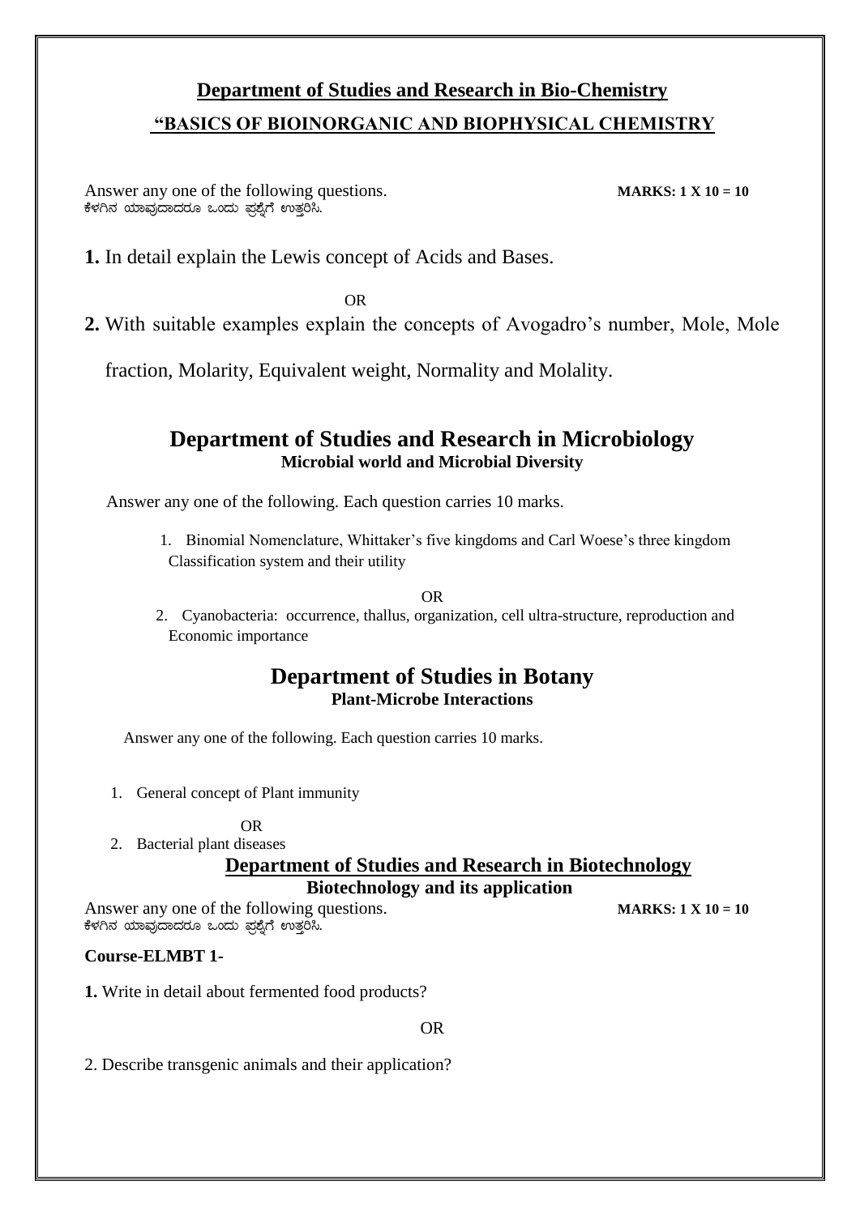## Department of Studies and Research in Bio-Chemistry

### "BASICS OF BIOINORGANIC AND BIOPHYSICAL CHEMISTRY

Answer any one of the following questions. **MARKS: 1 X 10 = 10**
ಕೆಳಗಿನ ಯಾವುದಾದರೂ ಒಂದು ಪ್ರಶ್ನೆಗೆ ಉತ್ತರಿಸಿ.

**1.** In detail explain the Lewis concept of Acids and Bases.

OR

**2.** With suitable examples explain the concepts of Avogadro's number, Mole, Mole fraction, Molarity, Equivalent weight, Normality and Molality.

## Department of Studies and Research in Microbiology

### Microbial world and Microbial Diversity

Answer any one of the following. Each question carries 10 marks.

1. Binomial Nomenclature, Whittaker's five kingdoms and Carl Woese's three kingdom Classification system and their utility

OR

2. Cyanobacteria: occurrence, thallus, organization, cell ultra-structure, reproduction and Economic importance

## Department of Studies in Botany

### Plant-Microbe Interactions

Answer any one of the following. Each question carries 10 marks.

1. General concept of Plant immunity

OR

2. Bacterial plant diseases

## Department of Studies and Research in Biotechnology

### Biotechnology and its application

Answer any one of the following questions. **MARKS: 1 X 10 = 10**
ಕೆಳಗಿನ ಯಾವುದಾದರೂ ಒಂದು ಪ್ರಶ್ನೆಗೆ ಉತ್ತರಿಸಿ.

**Course-ELMBT 1-**

**1.** Write in detail about fermented food products?

OR

2. Describe transgenic animals and their application?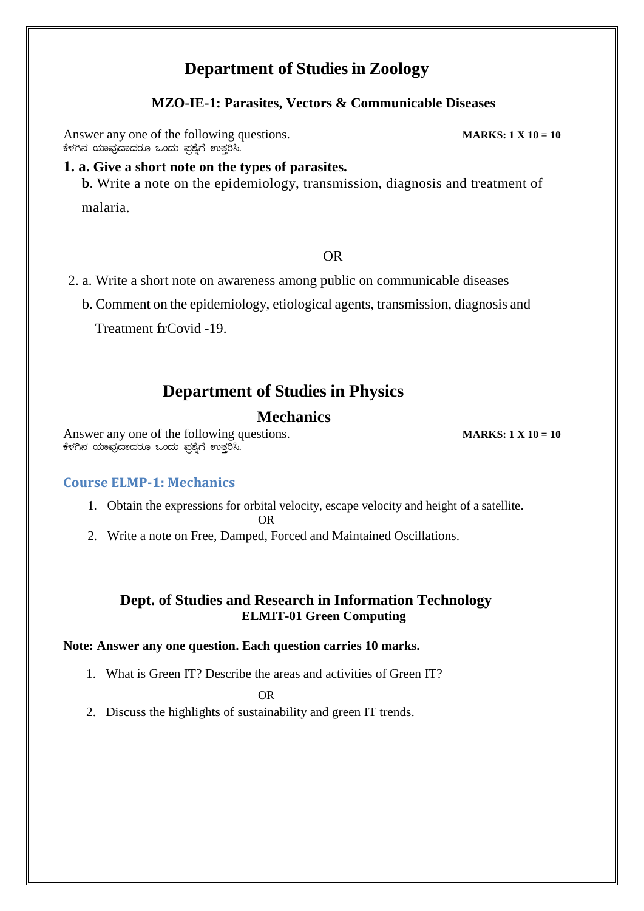# Department of Studies in Zoology

### MZO-IE-1: Parasites, Vectors & Communicable Diseases

Answer any one of the following questions. **MARKS: 1 X 10 = 10**
ಕೆಳಗಿನ ಯಾವುದಾದರೂ ಒಂದು ಪ್ರಶ್ನೆಗೆ ಉತ್ತರಿಸಿ.

**1. a. Give a short note on the types of parasites.**

**b**. Write a note on the epidemiology, transmission, diagnosis and treatment of malaria.

OR

2. a. Write a short note on awareness among public on communicable diseases

b. Comment on the epidemiology, etiological agents, transmission, diagnosis and Treatment frCovid -19.

# Department of Studies in Physics

## Mechanics

Answer any one of the following questions. **MARKS: 1 X 10 = 10**
ಕೆಳಗಿನ ಯಾವುದಾದರೂ ಒಂದು ಪ್ರಶ್ನೆಗೆ ಉತ್ತರಿಸಿ.

### Course ELMP-1: Mechanics

1. Obtain the expressions for orbital velocity, escape velocity and height of a satellite.

OR

2. Write a note on Free, Damped, Forced and Maintained Oscillations.

## Dept. of Studies and Research in Information Technology

### ELMIT-01 Green Computing

**Note: Answer any one question. Each question carries 10 marks.**

1. What is Green IT? Describe the areas and activities of Green IT?

OR

2. Discuss the highlights of sustainability and green IT trends.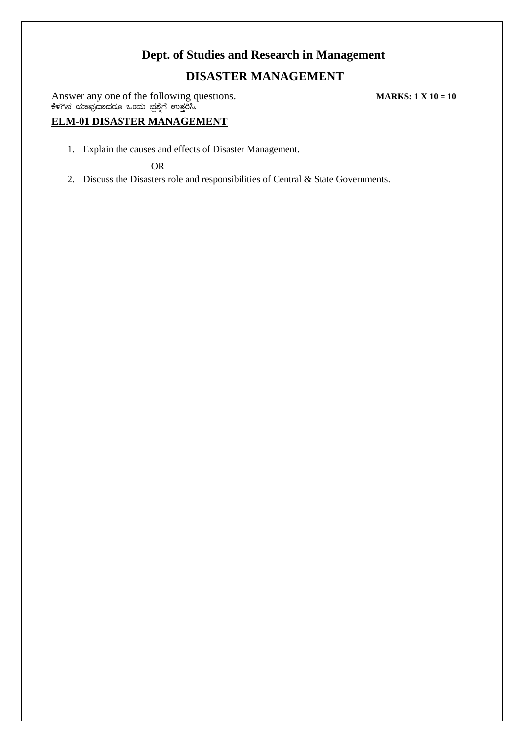# Dept. of Studies and Research in Management

## DISASTER MANAGEMENT

Answer any one of the following questions. **MARKS: 1 X 10 = 10**
ಕೆಳಗಿನ ಯಾವುದಾದರೂ ಒಂದು ಪ್ರಶ್ನೆಗೆ ಉತ್ತರಿಸಿ.

**ELM-01 DISASTER MANAGEMENT**

1. Explain the causes and effects of Disaster Management.

   OR

2. Discuss the Disasters role and responsibilities of Central & State Governments.